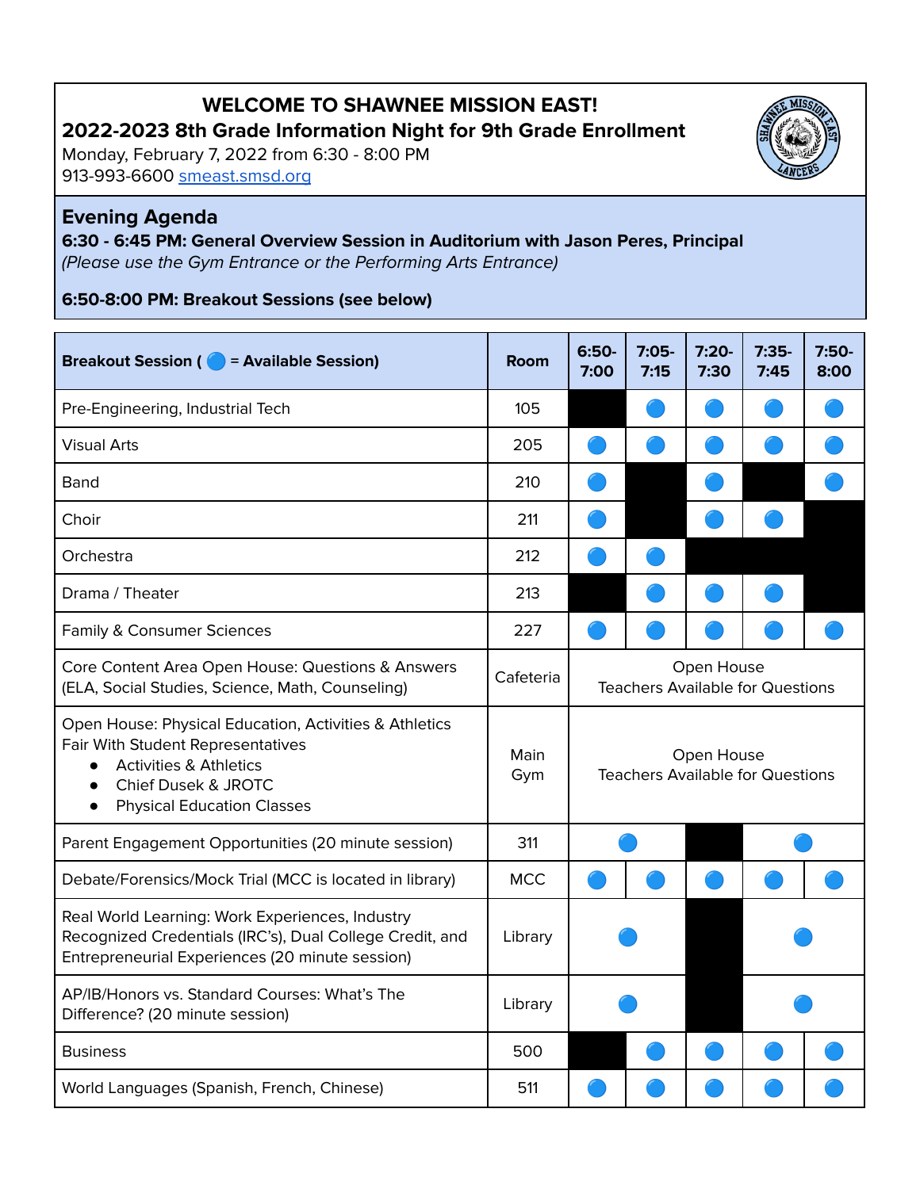# WELCOME TO SHAWNEE MISSION EAST!

## 2022-2023 8th Grade Information Night for 9th Grade Enrollment

Monday, February 7, 2022 from 6:30 - 8:00 PM
913-993-6600 [smeast.smsd.org](http://smeast.smsd.org)

## Evening Agenda

**6:30 - 6:45 PM: General Overview Session in Auditorium with Jason Peres, Principal**
*(Please use the Gym Entrance or the Performing Arts Entrance)*

**6:50-8:00 PM: Breakout Sessions (see below)**

| Breakout Session ( 🔵 = Available Session) | Room | 6:50-7:00 | 7:05-7:15 | 7:20-7:30 | 7:35-7:45 | 7:50-8:00 |
|---|---|---|---|---|---|---|
| Pre-Engineering, Industrial Tech | 105 | ■ | 🔵 | 🔵 | 🔵 | 🔵 |
| Visual Arts | 205 | 🔵 | 🔵 | 🔵 | 🔵 | 🔵 |
| Band | 210 | 🔵 | ■ | 🔵 | ■ | 🔵 |
| Choir | 211 | 🔵 | ■ | 🔵 | 🔵 | ■ |
| Orchestra | 212 | 🔵 | 🔵 | ■ | ■ | ■ |
| Drama / Theater | 213 | ■ | 🔵 | 🔵 | 🔵 | ■ |
| Family & Consumer Sciences | 227 | 🔵 | 🔵 | 🔵 | 🔵 | 🔵 |
| Core Content Area Open House: Questions & Answers (ELA, Social Studies, Science, Math, Counseling) | Cafeteria | Open House Teachers Available for Questions | | | | |
| Open House: Physical Education, Activities & Athletics Fair With Student Representatives<br>• Activities & Athletics<br>• Chief Dusek & JROTC<br>• Physical Education Classes | Main Gym | Open House Teachers Available for Questions | | | | |
| Parent Engagement Opportunities (20 minute session) | 311 | 🔵 (6:50-7:15) | | ■ | 🔵 (7:35-8:00) | |
| Debate/Forensics/Mock Trial (MCC is located in library) | MCC | 🔵 | 🔵 | 🔵 | 🔵 | 🔵 |
| Real World Learning: Work Experiences, Industry Recognized Credentials (IRC's), Dual College Credit, and Entrepreneurial Experiences (20 minute session) | Library | 🔵 (6:50-7:15) | | ■ | 🔵 (7:35-8:00) | |
| AP/IB/Honors vs. Standard Courses: What's The Difference? (20 minute session) | Library | 🔵 (6:50-7:15) | | ■ | 🔵 (7:35-8:00) | |
| Business | 500 | ■ | 🔵 | 🔵 | 🔵 | 🔵 |
| World Languages (Spanish, French, Chinese) | 511 | 🔵 | 🔵 | 🔵 | 🔵 | 🔵 |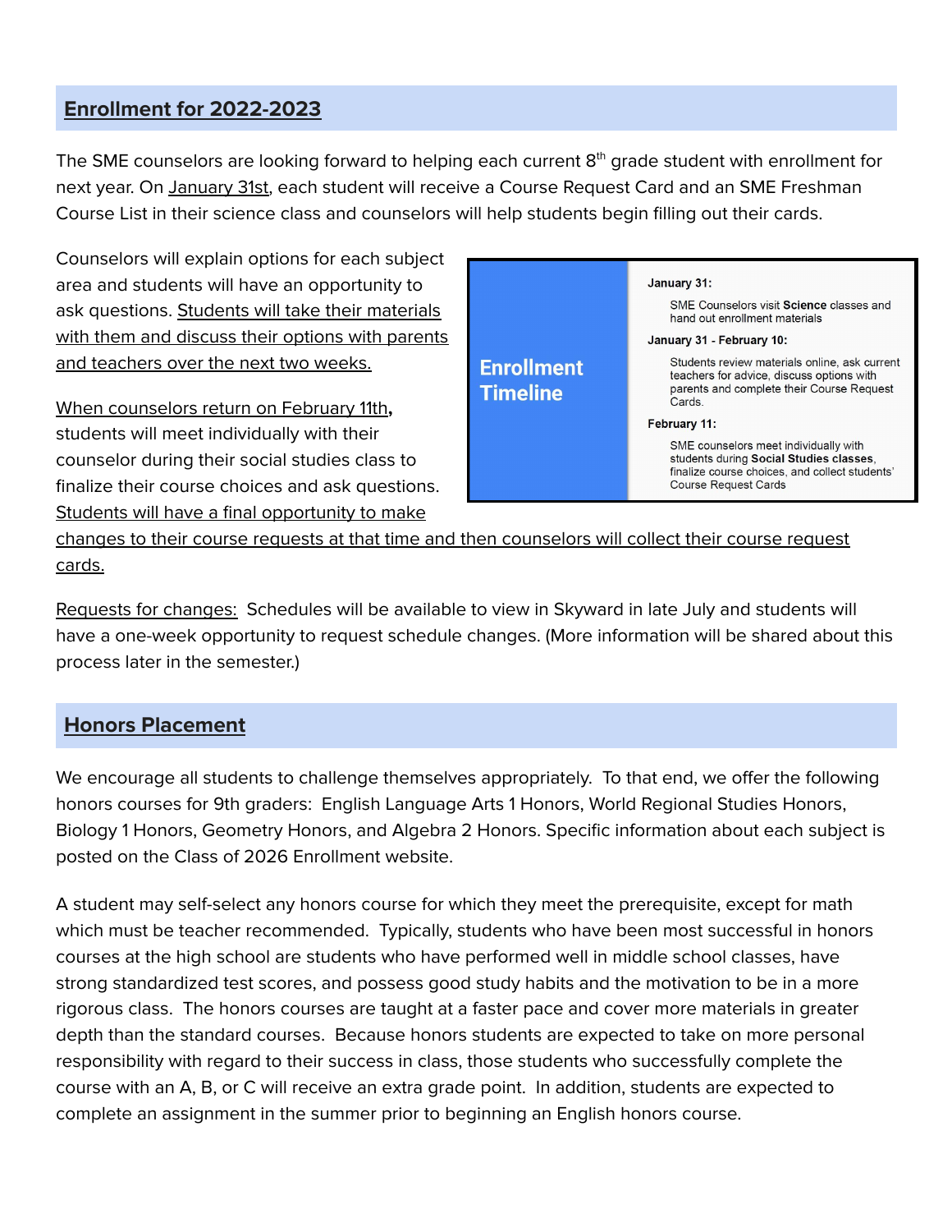## Enrollment for 2022-2023

The SME counselors are looking forward to helping each current 8th grade student with enrollment for next year. On January 31st, each student will receive a Course Request Card and an SME Freshman Course List in their science class and counselors will help students begin filling out their cards.

Counselors will explain options for each subject area and students will have an opportunity to ask questions. Students will take their materials with them and discuss their options with parents and teachers over the next two weeks.

When counselors return on February 11th**,** students will meet individually with their counselor during their social studies class to finalize their course choices and ask questions. Students will have a final opportunity to make changes to their course requests at that time and then counselors will collect their course request cards.

| Enrollment Timeline | |
|---|---|
| **January 31:** | SME Counselors visit **Science** classes and hand out enrollment materials |
| **January 31 - February 10:** | Students review materials online, ask current teachers for advice, discuss options with parents and complete their Course Request Cards. |
| **February 11:** | SME counselors meet individually with students during **Social Studies classes**, finalize course choices, and collect students' Course Request Cards |

Requests for changes: Schedules will be available to view in Skyward in late July and students will have a one-week opportunity to request schedule changes. (More information will be shared about this process later in the semester.)

## Honors Placement

We encourage all students to challenge themselves appropriately. To that end, we offer the following honors courses for 9th graders: English Language Arts 1 Honors, World Regional Studies Honors, Biology 1 Honors, Geometry Honors, and Algebra 2 Honors. Specific information about each subject is posted on the Class of 2026 Enrollment website.

A student may self-select any honors course for which they meet the prerequisite, except for math which must be teacher recommended. Typically, students who have been most successful in honors courses at the high school are students who have performed well in middle school classes, have strong standardized test scores, and possess good study habits and the motivation to be in a more rigorous class. The honors courses are taught at a faster pace and cover more materials in greater depth than the standard courses. Because honors students are expected to take on more personal responsibility with regard to their success in class, those students who successfully complete the course with an A, B, or C will receive an extra grade point. In addition, students are expected to complete an assignment in the summer prior to beginning an English honors course.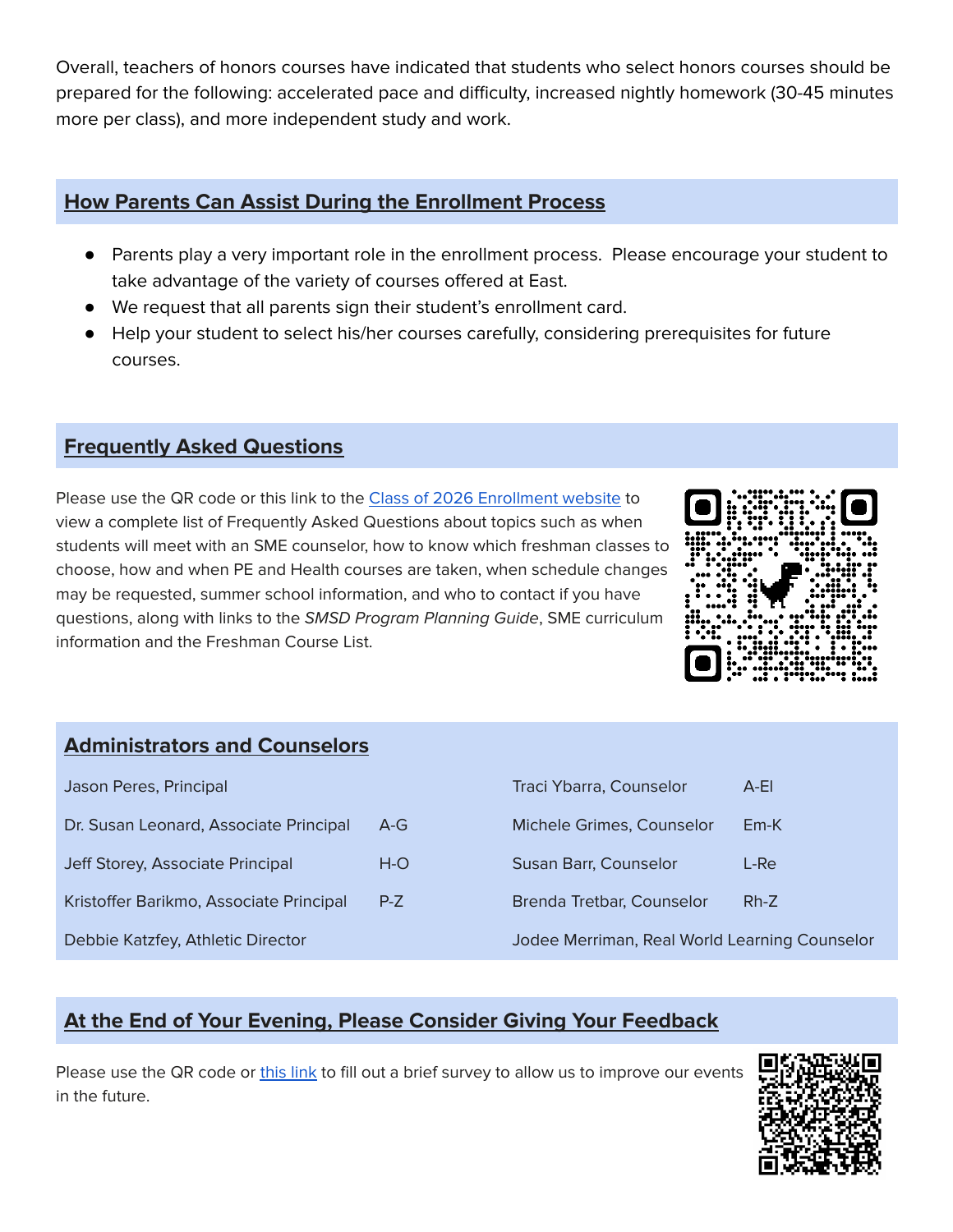Overall, teachers of honors courses have indicated that students who select honors courses should be prepared for the following: accelerated pace and difficulty, increased nightly homework (30-45 minutes more per class), and more independent study and work.

## How Parents Can Assist During the Enrollment Process

- Parents play a very important role in the enrollment process. Please encourage your student to take advantage of the variety of courses offered at East.
- We request that all parents sign their student's enrollment card.
- Help your student to select his/her courses carefully, considering prerequisites for future courses.

## Frequently Asked Questions

Please use the QR code or this link to the Class of 2026 Enrollment website to view a complete list of Frequently Asked Questions about topics such as when students will meet with an SME counselor, how to know which freshman classes to choose, how and when PE and Health courses are taken, when schedule changes may be requested, summer school information, and who to contact if you have questions, along with links to the *SMSD Program Planning Guide*, SME curriculum information and the Freshman Course List.

## Administrators and Counselors

| | | | |
|---|---|---|---|
| Jason Peres, Principal | | Traci Ybarra, Counselor | A-El |
| Dr. Susan Leonard, Associate Principal | A-G | Michele Grimes, Counselor | Em-K |
| Jeff Storey, Associate Principal | H-O | Susan Barr, Counselor | L-Re |
| Kristoffer Barikmo, Associate Principal | P-Z | Brenda Tretbar, Counselor | Rh-Z |
| Debbie Katzfey, Athletic Director | | Jodee Merriman, Real World Learning Counselor | |

## At the End of Your Evening, Please Consider Giving Your Feedback

Please use the QR code or this link to fill out a brief survey to allow us to improve our events in the future.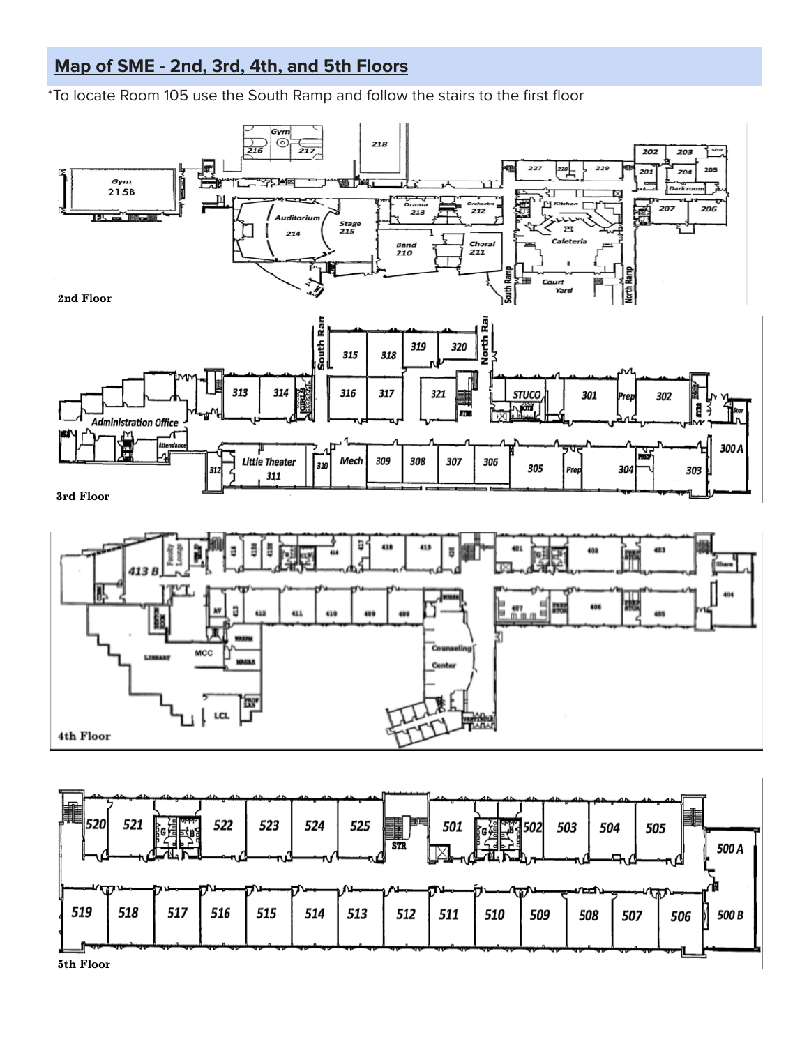## Map of SME - 2nd, 3rd, 4th, and 5th Floors

*To locate Room 105 use the South Ramp and follow the stairs to the first floor

2nd Floor

3rd Floor

4th Floor

5th Floor